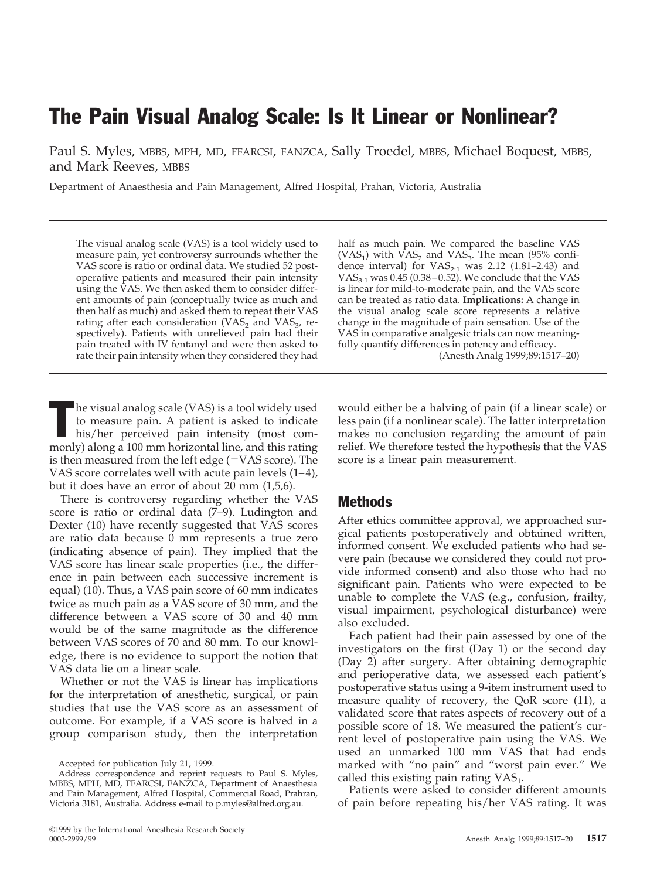# The Pain Visual Analog Scale: Is It Linear or Nonlinear?

Paul S. Myles, MBBS, MPH, MD, FFARCSI, FANZCA, Sally Troedel, MBBS, Michael Boquest, MBBS, and Mark Reeves, MBBS

Department of Anaesthesia and Pain Management, Alfred Hospital, Prahan, Victoria, Australia

The visual analog scale (VAS) is a tool widely used to measure pain, yet controversy surrounds whether the VAS score is ratio or ordinal data. We studied 52 postoperative patients and measured their pain intensity using the VAS. We then asked them to consider different amounts of pain (conceptually twice as much and then half as much) and asked them to repeat their VAS rating after each consideration ($VAS_2$ and $VAS_3$, respectively). Patients with unrelieved pain had their pain treated with IV fentanyl and were then asked to rate their pain intensity when they considered they had half as much pain. We compared the baseline VAS ($VAS_1$) with $VAS_2$ and $VAS_3$. The mean (95% confidence interval) for $VAS_{2:1}$ was 2.12 (1.81–2.43) and $VAS_{3:1}$ was 0.45 (0.38–0.52). We conclude that the VAS is linear for mild-to-moderate pain, and the VAS score can be treated as ratio data. **Implications:** A change in the visual analog scale score represents a relative change in the magnitude of pain sensation. Use of the VAS in comparative analgesic trials can now meaningfully quantify differences in potency and efficacy.

(Anesth Analg 1999;89:1517–20)

The visual analog scale (VAS) is a tool widely used to measure pain. A patient is asked to indicate his/her perceived pain intensity (most commonly) along a 100 mm horizontal line, and this rating is then measured from the left edge (=VAS score). The VAS score correlates well with acute pain levels (1–4), but it does have an error of about 20 mm (1,5,6).

There is controversy regarding whether the VAS score is ratio or ordinal data (7–9). Ludington and Dexter (10) have recently suggested that VAS scores are ratio data because 0 mm represents a true zero (indicating absence of pain). They implied that the VAS score has linear scale properties (i.e., the difference in pain between each successive increment is equal) (10). Thus, a VAS pain score of 60 mm indicates twice as much pain as a VAS score of 30 mm, and the difference between a VAS score of 30 and 40 mm would be of the same magnitude as the difference between VAS scores of 70 and 80 mm. To our knowledge, there is no evidence to support the notion that VAS data lie on a linear scale.

Whether or not the VAS is linear has implications for the interpretation of anesthetic, surgical, or pain studies that use the VAS score as an assessment of outcome. For example, if a VAS score is halved in a group comparison study, then the interpretation would either be a halving of pain (if a linear scale) or less pain (if a nonlinear scale). The latter interpretation makes no conclusion regarding the amount of pain relief. We therefore tested the hypothesis that the VAS score is a linear pain measurement.

## Methods

After ethics committee approval, we approached surgical patients postoperatively and obtained written, informed consent. We excluded patients who had severe pain (because we considered they could not provide informed consent) and also those who had no significant pain. Patients who were expected to be unable to complete the VAS (e.g., confusion, frailty, visual impairment, psychological disturbance) were also excluded.

Each patient had their pain assessed by one of the investigators on the first (Day 1) or the second day (Day 2) after surgery. After obtaining demographic and perioperative data, we assessed each patient's postoperative status using a 9-item instrument used to measure quality of recovery, the QoR score (11), a validated score that rates aspects of recovery out of a possible score of 18. We measured the patient's current level of postoperative pain using the VAS. We used an unmarked 100 mm VAS that had ends marked with "no pain" and "worst pain ever." We called this existing pain rating $VAS_1$.

Patients were asked to consider different amounts of pain before repeating his/her VAS rating. It was

Accepted for publication July 21, 1999.

Address correspondence and reprint requests to Paul S. Myles, MBBS, MPH, MD, FFARCSI, FANZCA, Department of Anaesthesia and Pain Management, Alfred Hospital, Commercial Road, Prahran, Victoria 3181, Australia. Address e-mail to p.myles@alfred.org.au.

©1999 by the International Anesthesia Research Society
0003-2999/99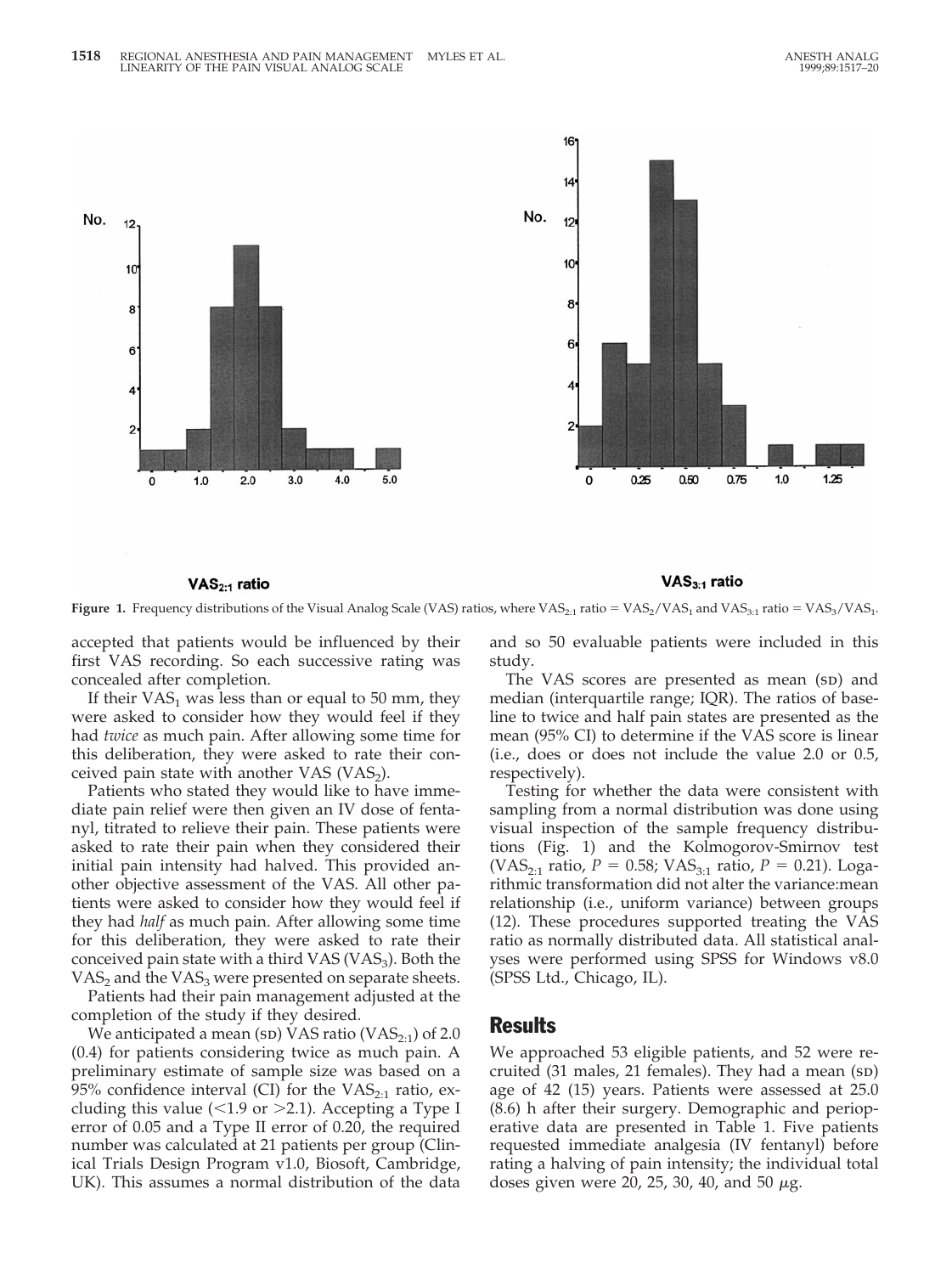Figure 1. Frequency distributions of the Visual Analog Scale (VAS) ratios, where $VAS_{2:1}$ ratio = $VAS_2/VAS_1$ and $VAS_{3:1}$ ratio = $VAS_3/VAS_1$.

accepted that patients would be influenced by their first VAS recording. So each successive rating was concealed after completion.

If their $VAS_1$ was less than or equal to 50 mm, they were asked to consider how they would feel if they had *twice* as much pain. After allowing some time for this deliberation, they were asked to rate their conceived pain state with another VAS ($VAS_2$).

Patients who stated they would like to have immediate pain relief were then given an IV dose of fentanyl, titrated to relieve their pain. These patients were asked to rate their pain when they considered their initial pain intensity had halved. This provided another objective assessment of the VAS. All other patients were asked to consider how they would feel if they had *half* as much pain. After allowing some time for this deliberation, they were asked to rate their conceived pain state with a third VAS ($VAS_3$). Both the $VAS_2$ and the $VAS_3$ were presented on separate sheets.

Patients had their pain management adjusted at the completion of the study if they desired.

We anticipated a mean (SD) VAS ratio ($VAS_{2:1}$) of 2.0 (0.4) for patients considering twice as much pain. A preliminary estimate of sample size was based on a 95% confidence interval (CI) for the $VAS_{2:1}$ ratio, excluding this value (<1.9 or >2.1). Accepting a Type I error of 0.05 and a Type II error of 0.20, the required number was calculated at 21 patients per group (Clinical Trials Design Program v1.0, Biosoft, Cambridge, UK). This assumes a normal distribution of the data and so 50 evaluable patients were included in this study.

The VAS scores are presented as mean (SD) and median (interquartile range; IQR). The ratios of baseline to twice and half pain states are presented as the mean (95% CI) to determine if the VAS score is linear (i.e., does or does not include the value 2.0 or 0.5, respectively).

Testing for whether the data were consistent with sampling from a normal distribution was done using visual inspection of the sample frequency distributions (Fig. 1) and the Kolmogorov-Smirnov test ($VAS_{2:1}$ ratio, $P = 0.58$; $VAS_{3:1}$ ratio, $P = 0.21$). Logarithmic transformation did not alter the variance:mean relationship (i.e., uniform variance) between groups (12). These procedures supported treating the VAS ratio as normally distributed data. All statistical analyses were performed using SPSS for Windows v8.0 (SPSS Ltd., Chicago, IL).

## Results

We approached 53 eligible patients, and 52 were recruited (31 males, 21 females). They had a mean (SD) age of 42 (15) years. Patients were assessed at 25.0 (8.6) h after their surgery. Demographic and perioperative data are presented in Table 1. Five patients requested immediate analgesia (IV fentanyl) before rating a halving of pain intensity; the individual total doses given were 20, 25, 30, 40, and 50 $\mu$g.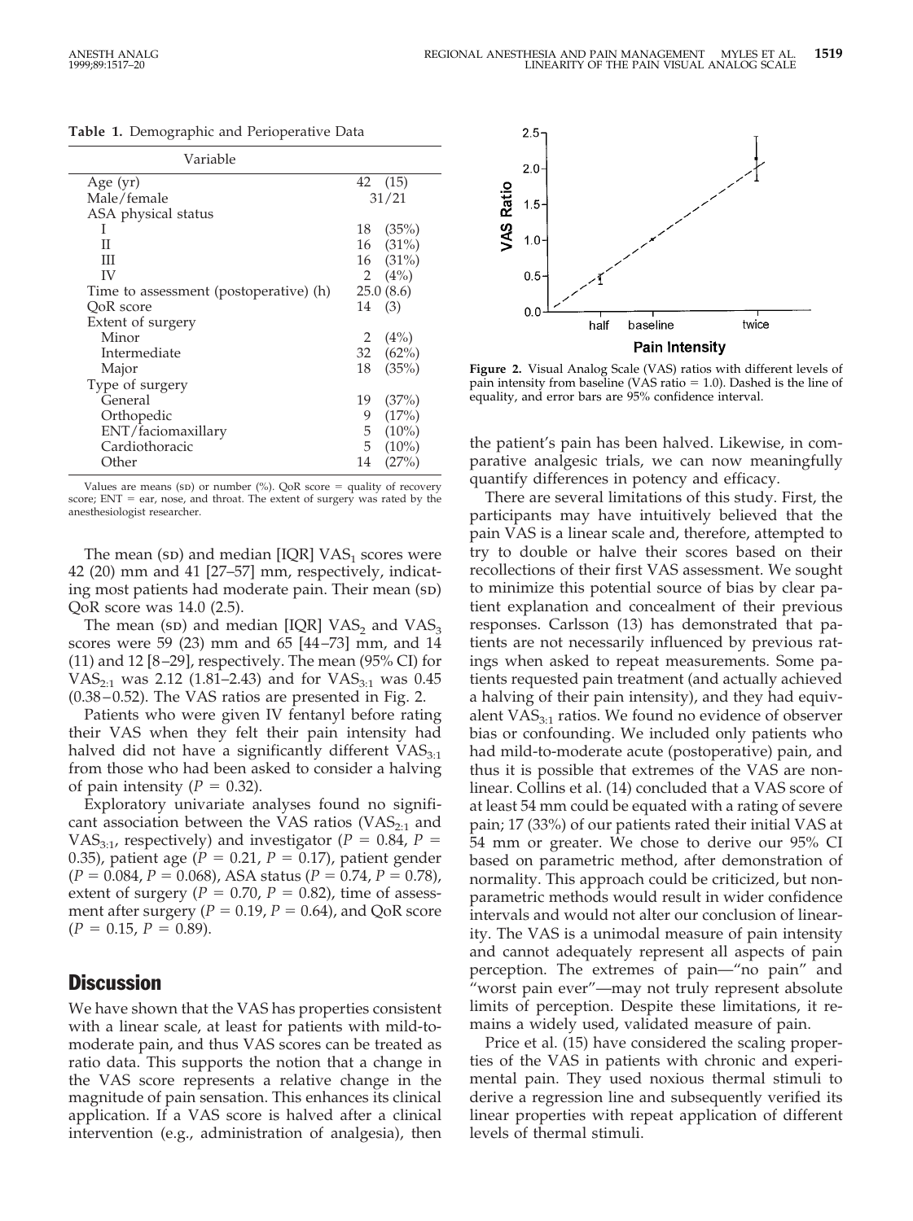**Table 1.** Demographic and Perioperative Data

| Variable | |
|---|---|
| Age (yr) | 42 (15) |
| Male/female | 31/21 |
| ASA physical status | |
| I | 18 (35%) |
| II | 16 (31%) |
| III | 16 (31%) |
| IV | 2 (4%) |
| Time to assessment (postoperative) (h) | 25.0 (8.6) |
| QoR score | 14 (3) |
| Extent of surgery | |
| Minor | 2 (4%) |
| Intermediate | 32 (62%) |
| Major | 18 (35%) |
| Type of surgery | |
| General | 19 (37%) |
| Orthopedic | 9 (17%) |
| ENT/faciomaxillary | 5 (10%) |
| Cardiothoracic | 5 (10%) |
| Other | 14 (27%) |

Values are means (SD) or number (%). QoR score = quality of recovery score; ENT = ear, nose, and throat. The extent of surgery was rated by the anesthesiologist researcher.

The mean (SD) and median [IQR] $VAS_1$ scores were 42 (20) mm and 41 [27–57] mm, respectively, indicating most patients had moderate pain. Their mean (SD) QoR score was 14.0 (2.5).

The mean (SD) and median [IQR] $VAS_2$ and $VAS_3$ scores were 59 (23) mm and 65 [44–73] mm, and 14 (11) and 12 [8–29], respectively. The mean (95% CI) for $VAS_{2:1}$ was 2.12 (1.81–2.43) and for $VAS_{3:1}$ was 0.45 (0.38–0.52). The VAS ratios are presented in Fig. 2.

Patients who were given IV fentanyl before rating their VAS when they felt their pain intensity had halved did not have a significantly different $VAS_{3:1}$ from those who had been asked to consider a halving of pain intensity ($P = 0.32$).

Exploratory univariate analyses found no significant association between the VAS ratios ($VAS_{2:1}$ and $VAS_{3:1}$, respectively) and investigator ($P = 0.84$, $P = 0.35$), patient age ($P = 0.21$, $P = 0.17$), patient gender ($P = 0.084$, $P = 0.068$), ASA status ($P = 0.74$, $P = 0.78$), extent of surgery ($P = 0.70$, $P = 0.82$), time of assessment after surgery ($P = 0.19$, $P = 0.64$), and QoR score ($P = 0.15$, $P = 0.89$).

## Discussion

We have shown that the VAS has properties consistent with a linear scale, at least for patients with mild-to-moderate pain, and thus VAS scores can be treated as ratio data. This supports the notion that a change in the VAS score represents a relative change in the magnitude of pain sensation. This enhances its clinical application. If a VAS score is halved after a clinical intervention (e.g., administration of analgesia), then the patient's pain has been halved. Likewise, in comparative analgesic trials, we can now meaningfully quantify differences in potency and efficacy.

**Figure 2.** Visual Analog Scale (VAS) ratios with different levels of pain intensity from baseline (VAS ratio = 1.0). Dashed is the line of equality, and error bars are 95% confidence interval.

There are several limitations of this study. First, the participants may have intuitively believed that the pain VAS is a linear scale and, therefore, attempted to try to double or halve their scores based on their recollections of their first VAS assessment. We sought to minimize this potential source of bias by clear patient explanation and concealment of their previous responses. Carlsson (13) has demonstrated that patients are not necessarily influenced by previous ratings when asked to repeat measurements. Some patients requested pain treatment (and actually achieved a halving of their pain intensity), and they had equivalent $VAS_{3:1}$ ratios. We found no evidence of observer bias or confounding. We included only patients who had mild-to-moderate acute (postoperative) pain, and thus it is possible that extremes of the VAS are nonlinear. Collins et al. (14) concluded that a VAS score of at least 54 mm could be equated with a rating of severe pain; 17 (33%) of our patients rated their initial VAS at 54 mm or greater. We chose to derive our 95% CI based on parametric method, after demonstration of normality. This approach could be criticized, but nonparametric methods would result in wider confidence intervals and would not alter our conclusion of linearity. The VAS is a unimodal measure of pain intensity and cannot adequately represent all aspects of pain perception. The extremes of pain—"no pain" and "worst pain ever"—may not truly represent absolute limits of perception. Despite these limitations, it remains a widely used, validated measure of pain.

Price et al. (15) have considered the scaling properties of the VAS in patients with chronic and experimental pain. They used noxious thermal stimuli to derive a regression line and subsequently verified its linear properties with repeat application of different levels of thermal stimuli.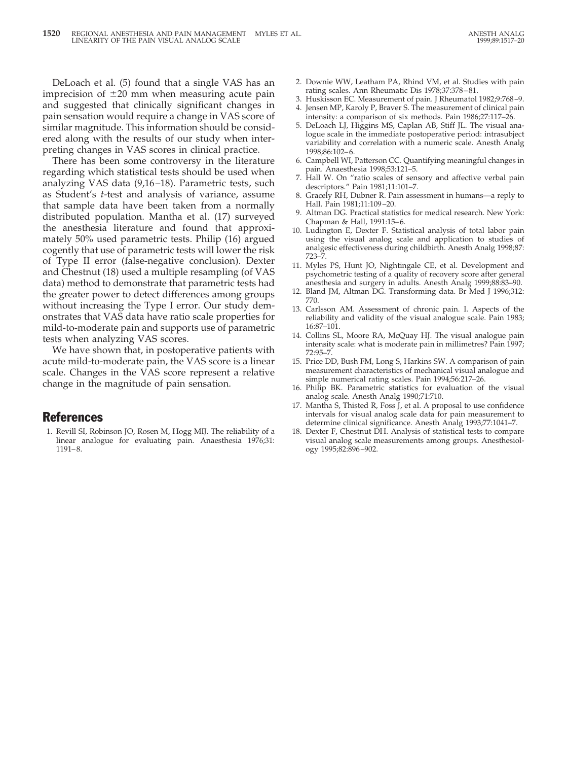DeLoach et al. (5) found that a single VAS has an imprecision of $\pm 20$ mm when measuring acute pain and suggested that clinically significant changes in pain sensation would require a change in VAS score of similar magnitude. This information should be considered along with the results of our study when interpreting changes in VAS scores in clinical practice.

There has been some controversy in the literature regarding which statistical tests should be used when analyzing VAS data (9,16–18). Parametric tests, such as Student's *t*-test and analysis of variance, assume that sample data have been taken from a normally distributed population. Mantha et al. (17) surveyed the anesthesia literature and found that approximately 50% used parametric tests. Philip (16) argued cogently that use of parametric tests will lower the risk of Type II error (false-negative conclusion). Dexter and Chestnut (18) used a multiple resampling (of VAS data) method to demonstrate that parametric tests had the greater power to detect differences among groups without increasing the Type I error. Our study demonstrates that VAS data have ratio scale properties for mild-to-moderate pain and supports use of parametric tests when analyzing VAS scores.

We have shown that, in postoperative patients with acute mild-to-moderate pain, the VAS score is a linear scale. Changes in the VAS score represent a relative change in the magnitude of pain sensation.

## References

1. Revill SI, Robinson JO, Rosen M, Hogg MIJ. The reliability of a linear analogue for evaluating pain. Anaesthesia 1976;31: 1191–8.
2. Downie WW, Leatham PA, Rhind VM, et al. Studies with pain rating scales. Ann Rheumatic Dis 1978;37:378–81.
3. Huskisson EC. Measurement of pain. J Rheumatol 1982;9:768–9.
4. Jensen MP, Karoly P, Braver S. The measurement of clinical pain intensity: a comparison of six methods. Pain 1986;27:117–26.
5. DeLoach LJ, Higgins MS, Caplan AB, Stiff JL. The visual analogue scale in the immediate postoperative period: intrasubject variability and correlation with a numeric scale. Anesth Analg 1998;86:102–6.
6. Campbell WI, Patterson CC. Quantifying meaningful changes in pain. Anaesthesia 1998;53:121–5.
7. Hall W. On "ratio scales of sensory and affective verbal pain descriptors." Pain 1981;11:101–7.
8. Gracely RH, Dubner R. Pain assessment in humans—a reply to Hall. Pain 1981;11:109–20.
9. Altman DG. Practical statistics for medical research. New York: Chapman & Hall, 1991:15–6.
10. Ludington E, Dexter F. Statistical analysis of total labor pain using the visual analog scale and application to studies of analgesic effectiveness during childbirth. Anesth Analg 1998;87: 723–7.
11. Myles PS, Hunt JO, Nightingale CE, et al. Development and psychometric testing of a quality of recovery score after general anesthesia and surgery in adults. Anesth Analg 1999;88:83–90.
12. Bland JM, Altman DG. Transforming data. Br Med J 1996;312: 770.
13. Carlsson AM. Assessment of chronic pain. I. Aspects of the reliability and validity of the visual analogue scale. Pain 1983; 16:87–101.
14. Collins SL, Moore RA, McQuay HJ. The visual analogue pain intensity scale: what is moderate pain in millimetres? Pain 1997; 72:95–7.
15. Price DD, Bush FM, Long S, Harkins SW. A comparison of pain measurement characteristics of mechanical visual analogue and simple numerical rating scales. Pain 1994;56:217–26.
16. Philip BK. Parametric statistics for evaluation of the visual analog scale. Anesth Analg 1990;71:710.
17. Mantha S, Thisted R, Foss J, et al. A proposal to use confidence intervals for visual analog scale data for pain measurement to determine clinical significance. Anesth Analg 1993;77:1041–7.
18. Dexter F, Chestnut DH. Analysis of statistical tests to compare visual analog scale measurements among groups. Anesthesiology 1995;82:896–902.